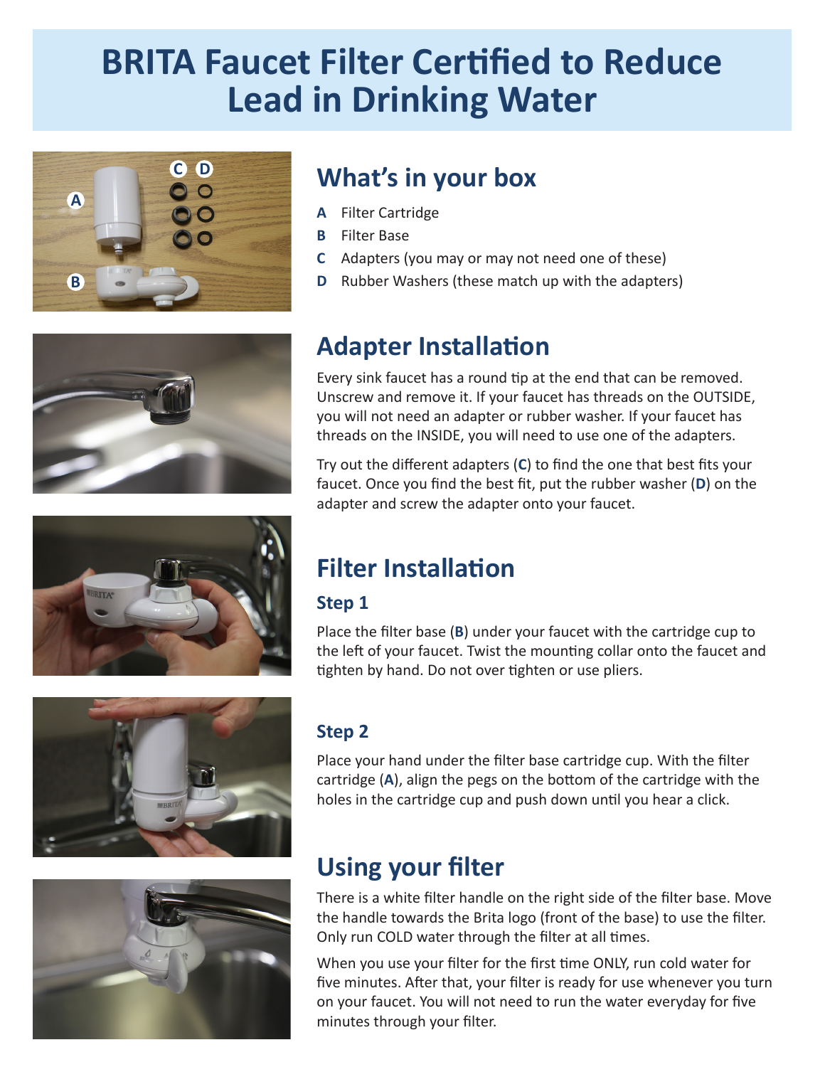# BRITA Faucet Filter Certified to Reduce Lead in Drinking Water

## What's in your box

- **A** Filter Cartridge
- **B** Filter Base
- **C** Adapters (you may or may not need one of these)
- **D** Rubber Washers (these match up with the adapters)

## Adapter Installation

Every sink faucet has a round tip at the end that can be removed. Unscrew and remove it. If your faucet has threads on the OUTSIDE, you will not need an adapter or rubber washer. If your faucet has threads on the INSIDE, you will need to use one of the adapters.

Try out the different adapters (**C**) to find the one that best fits your faucet. Once you find the best fit, put the rubber washer (**D**) on the adapter and screw the adapter onto your faucet.

## Filter Installation

### Step 1

Place the filter base (**B**) under your faucet with the cartridge cup to the left of your faucet. Twist the mounting collar onto the faucet and tighten by hand. Do not over tighten or use pliers.

### Step 2

Place your hand under the filter base cartridge cup. With the filter cartridge (**A**), align the pegs on the bottom of the cartridge with the holes in the cartridge cup and push down until you hear a click.

## Using your filter

There is a white filter handle on the right side of the filter base. Move the handle towards the Brita logo (front of the base) to use the filter. Only run COLD water through the filter at all times.

When you use your filter for the first time ONLY, run cold water for five minutes. After that, your filter is ready for use whenever you turn on your faucet. You will not need to run the water everyday for five minutes through your filter.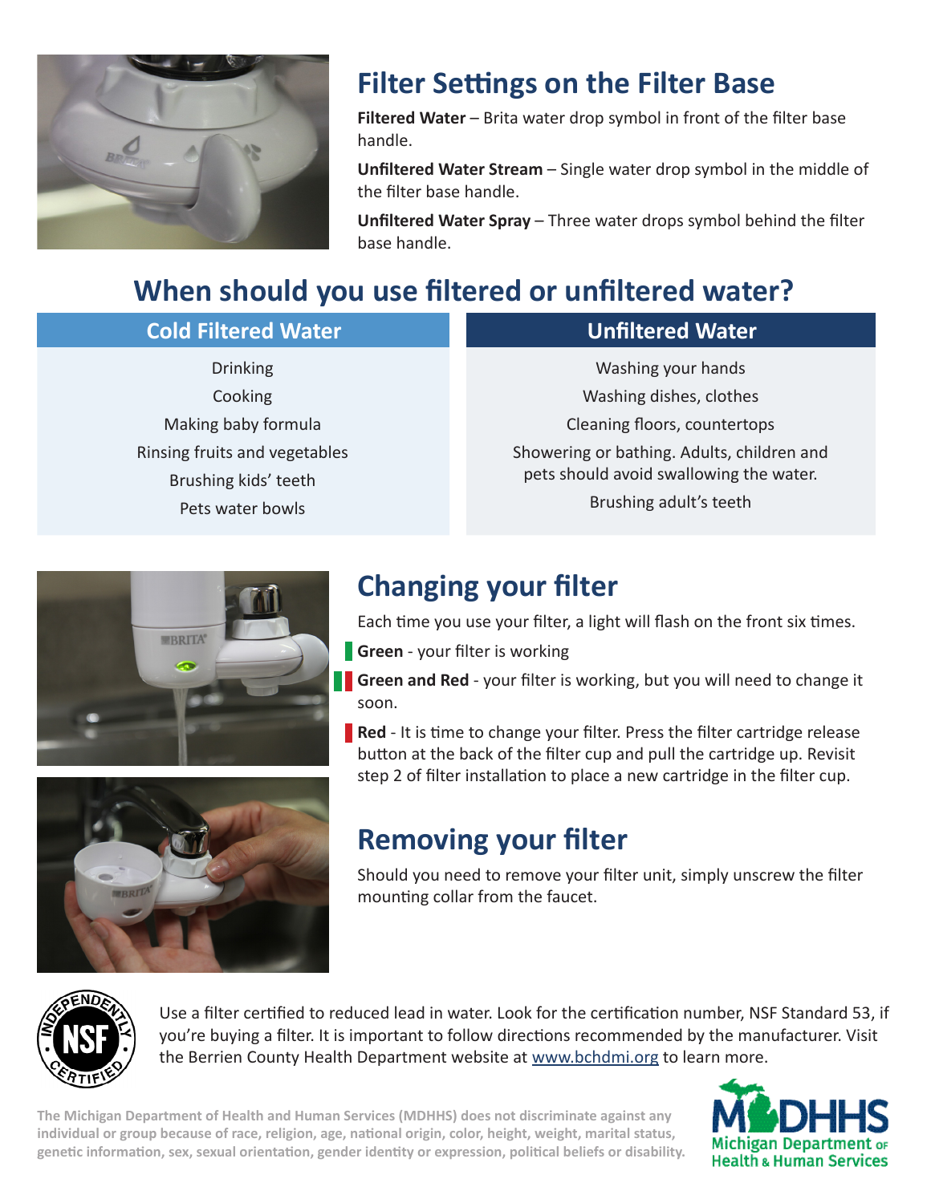## Filter Settings on the Filter Base

**Filtered Water** – Brita water drop symbol in front of the filter base handle.

**Unfiltered Water Stream** – Single water drop symbol in the middle of the filter base handle.

**Unfiltered Water Spray** – Three water drops symbol behind the filter base handle.

## When should you use filtered or unfiltered water?

| Cold Filtered Water | Unfiltered Water |
|---|---|
| Drinking | Washing your hands |
| Cooking | Washing dishes, clothes |
| Making baby formula | Cleaning floors, countertops |
| Rinsing fruits and vegetables | Showering or bathing. Adults, children and pets should avoid swallowing the water. |
| Brushing kids' teeth | Brushing adult's teeth |
| Pets water bowls | |

## Changing your filter

Each time you use your filter, a light will flash on the front six times.

- **Green** - your filter is working
- **Green and Red** - your filter is working, but you will need to change it soon.
- **Red** - It is time to change your filter. Press the filter cartridge release button at the back of the filter cup and pull the cartridge up. Revisit step 2 of filter installation to place a new cartridge in the filter cup.

## Removing your filter

Should you need to remove your filter unit, simply unscrew the filter mounting collar from the faucet.

Use a filter certified to reduced lead in water. Look for the certification number, NSF Standard 53, if you're buying a filter. It is important to follow directions recommended by the manufacturer. Visit the Berrien County Health Department website at www.bchdmi.org to learn more.

The Michigan Department of Health and Human Services (MDHHS) does not discriminate against any individual or group because of race, religion, age, national origin, color, height, weight, marital status, genetic information, sex, sexual orientation, gender identity or expression, political beliefs or disability.

MDHHS Michigan Department of Health & Human Services